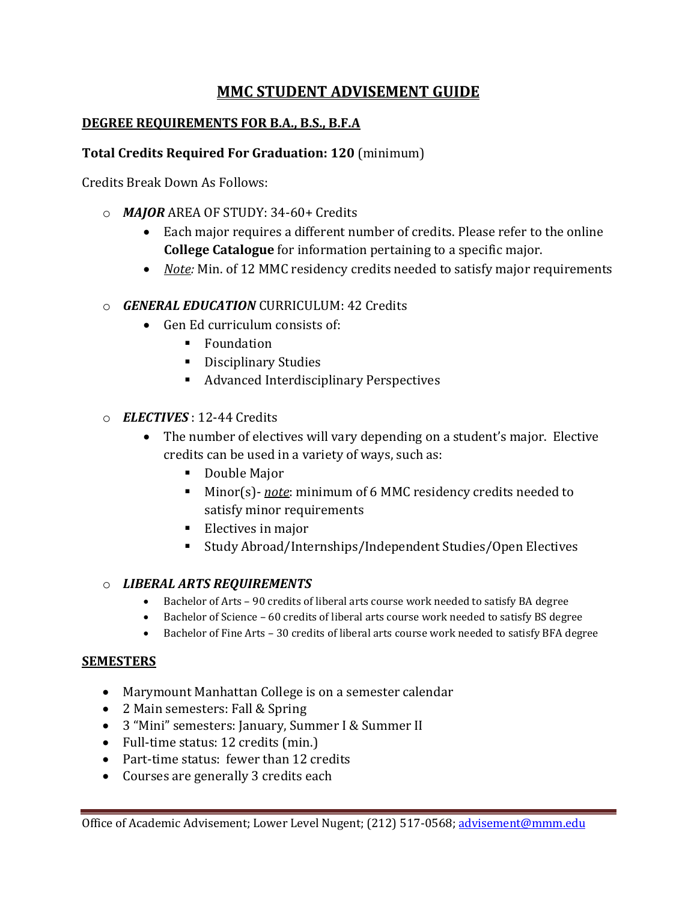# MMC STUDENT ADVISEMENT GUIDE

## DEGREE REQUIREMENTS FOR B.A., B.S., B.F.A

**Total Credits Required For Graduation: 120** (minimum)

Credits Break Down As Follows:

- ***MAJOR*** AREA OF STUDY: 34-60+ Credits
  - Each major requires a different number of credits. Please refer to the online **College Catalogue** for information pertaining to a specific major.
  - *Note:* Min. of 12 MMC residency credits needed to satisfy major requirements

- ***GENERAL EDUCATION*** CURRICULUM: 42 Credits
  - Gen Ed curriculum consists of:
    - Foundation
    - Disciplinary Studies
    - Advanced Interdisciplinary Perspectives

- ***ELECTIVES*** : 12-44 Credits
  - The number of electives will vary depending on a student's major. Elective credits can be used in a variety of ways, such as:
    - Double Major
    - Minor(s)- *note*: minimum of 6 MMC residency credits needed to satisfy minor requirements
    - Electives in major
    - Study Abroad/Internships/Independent Studies/Open Electives

- ***LIBERAL ARTS REQUIREMENTS***
  - Bachelor of Arts – 90 credits of liberal arts course work needed to satisfy BA degree
  - Bachelor of Science – 60 credits of liberal arts course work needed to satisfy BS degree
  - Bachelor of Fine Arts – 30 credits of liberal arts course work needed to satisfy BFA degree

## SEMESTERS

- Marymount Manhattan College is on a semester calendar
- 2 Main semesters: Fall & Spring
- 3 "Mini" semesters: January, Summer I & Summer II
- Full-time status: 12 credits (min.)
- Part-time status: fewer than 12 credits
- Courses are generally 3 credits each

Office of Academic Advisement; Lower Level Nugent; (212) 517-0568; advisement@mmm.edu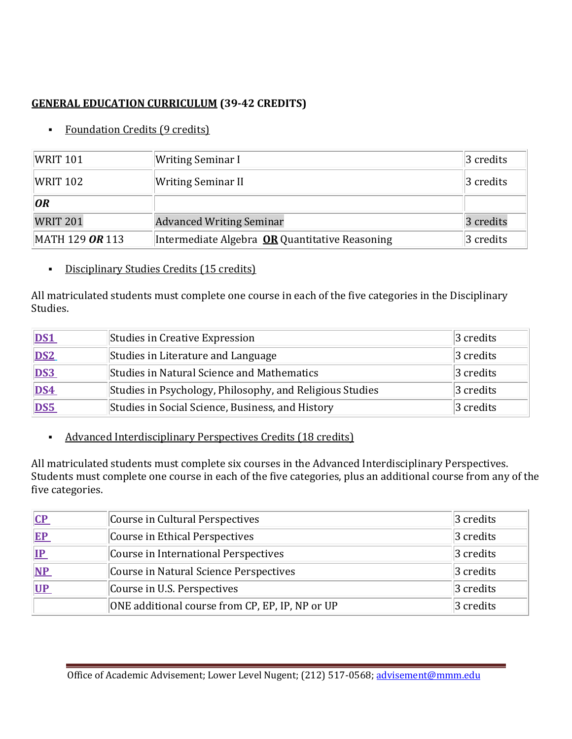**GENERAL EDUCATION CURRICULUM (39-42 CREDITS)**

- Foundation Credits (9 credits)

| | | |
|---|---|---|
| WRIT 101 | Writing Seminar I | 3 credits |
| WRIT 102 | Writing Seminar II | 3 credits |
| ***OR*** | | |
| WRIT 201 | Advanced Writing Seminar | 3 credits |
| MATH 129 ***OR*** 113 | Intermediate Algebra **OR** Quantitative Reasoning | 3 credits |

- Disciplinary Studies Credits (15 credits)

All matriculated students must complete one course in each of the five categories in the Disciplinary Studies.

| | | |
|---|---|---|
| **DS1** | Studies in Creative Expression | 3 credits |
| **DS2** | Studies in Literature and Language | 3 credits |
| **DS3** | Studies in Natural Science and Mathematics | 3 credits |
| **DS4** | Studies in Psychology, Philosophy, and Religious Studies | 3 credits |
| **DS5** | Studies in Social Science, Business, and History | 3 credits |

- Advanced Interdisciplinary Perspectives Credits (18 credits)

All matriculated students must complete six courses in the Advanced Interdisciplinary Perspectives. Students must complete one course in each of the five categories, plus an additional course from any of the five categories.

| | | |
|---|---|---|
| **CP** | Course in Cultural Perspectives | 3 credits |
| **EP** | Course in Ethical Perspectives | 3 credits |
| **IP** | Course in International Perspectives | 3 credits |
| **NP** | Course in Natural Science Perspectives | 3 credits |
| **UP** | Course in U.S. Perspectives | 3 credits |
| | ONE additional course from CP, EP, IP, NP or UP | 3 credits |

Office of Academic Advisement; Lower Level Nugent; (212) 517-0568; advisement@mmm.edu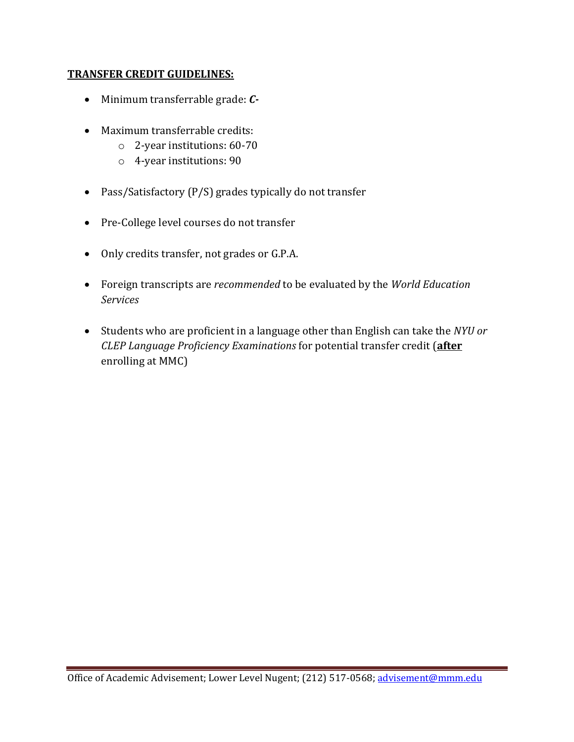**<u>TRANSFER CREDIT GUIDELINES:</u>**

- Minimum transferrable grade: ***C-***
- Maximum transferrable credits:
  - 2-year institutions: 60-70
  - 4-year institutions: 90
- Pass/Satisfactory (P/S) grades typically do not transfer
- Pre-College level courses do not transfer
- Only credits transfer, not grades or G.P.A.
- Foreign transcripts are *recommended* to be evaluated by the *World Education Services*
- Students who are proficient in a language other than English can take the *NYU or CLEP Language Proficiency Examinations* for potential transfer credit (**<u>after</u>** enrolling at MMC)

Office of Academic Advisement; Lower Level Nugent; (212) 517-0568; advisement@mmm.edu